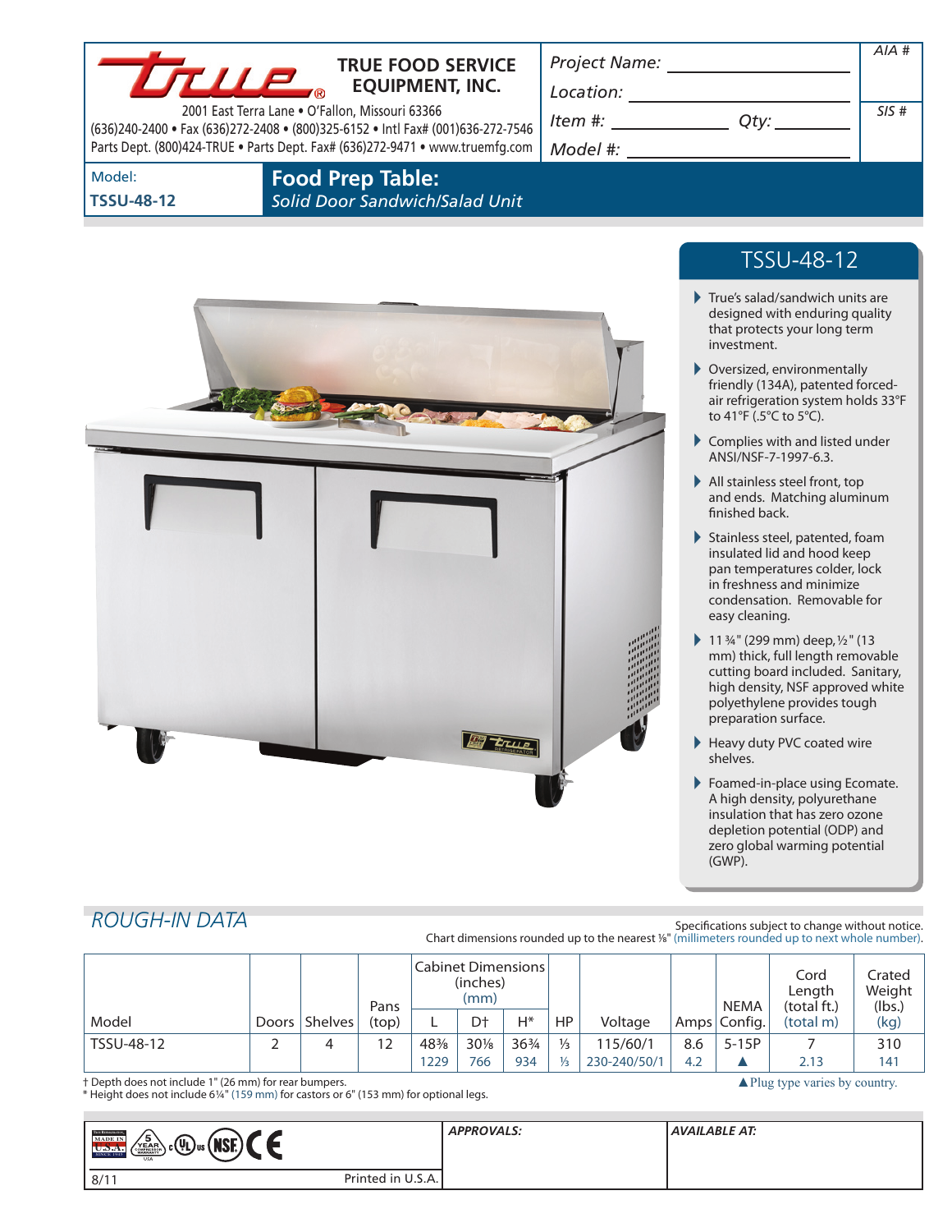**TRUE FOOD SERVICE EQUIPMENT, INC.**

2001 East Terra Lane • O'Fallon, Missouri 63366
(636)240-2400 • Fax (636)272-2408 • (800)325-6152 • Intl Fax# (001)636-272-7546
Parts Dept. (800)424-TRUE • Parts Dept. Fax# (636)272-9471 • www.truemfg.com

Project Name: ______________________
Location: ______________________
Item #: ____________ Qty: ________
Model #: ______________________

AIA #

SIS #

Model:
**TSSU-48-12**

# Food Prep Table:
*Solid Door Sandwich/Salad Unit*

## TSSU-48-12

- True's salad/sandwich units are designed with enduring quality that protects your long term investment.
- Oversized, environmentally friendly (134A), patented forced-air refrigeration system holds 33°F to 41°F (.5°C to 5°C).
- Complies with and listed under ANSI/NSF-7-1997-6.3.
- All stainless steel front, top and ends. Matching aluminum finished back.
- Stainless steel, patented, foam insulated lid and hood keep pan temperatures colder, lock in freshness and minimize condensation. Removable for easy cleaning.
- 11 ¾" (299 mm) deep, ½" (13 mm) thick, full length removable cutting board included. Sanitary, high density, NSF approved white polyethylene provides tough preparation surface.
- Heavy duty PVC coated wire shelves.
- Foamed-in-place using Ecomate. A high density, polyurethane insulation that has zero ozone depletion potential (ODP) and zero global warming potential (GWP).

## *ROUGH-IN DATA*

Specifications subject to change without notice.
Chart dimensions rounded up to the nearest ⅛" (millimeters rounded up to next whole number).

| Model | Doors | Shelves | Pans (top) | Cabinet Dimensions (inches) (mm) L | D† | H* | HP | Voltage | Amps | NEMA Config. | Cord Length (total ft.) (total m) | Crated Weight (lbs.) (kg) |
|---|---|---|---|---|---|---|---|---|---|---|---|---|
| TSSU-48-12 | 2 | 4 | 12 | 48⅜ | 30⅛ | 36¾ | ⅓ | 115/60/1 | 8.6 | 5-15P | 7 | 310 |
| | | | | 1229 | 766 | 934 | ⅓ | 230-240/50/1 | 4.2 | ▲ | 2.13 | 141 |

† Depth does not include 1" (26 mm) for rear bumpers.
* Height does not include 6¼" (159 mm) for castors or 6" (153 mm) for optional legs.

▲Plug type varies by country.

APPROVALS:

AVAILABLE AT:

8/11 Printed in U.S.A.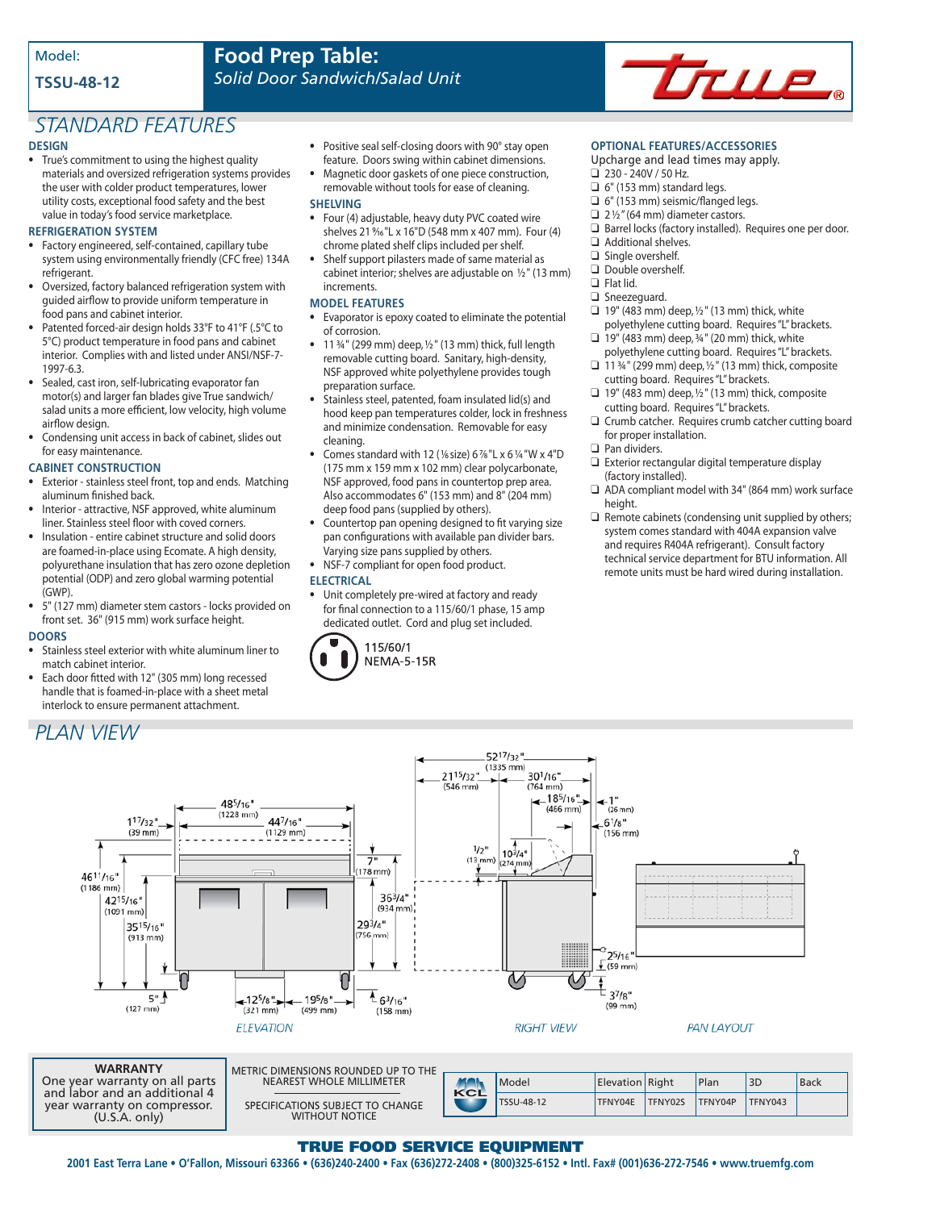Model:

**TSSU-48-12**

# Food Prep Table:

*Solid Door Sandwich/Salad Unit*

## STANDARD FEATURES

### DESIGN

- True's commitment to using the highest quality materials and oversized refrigeration systems provides the user with colder product temperatures, lower utility costs, exceptional food safety and the best value in today's food service marketplace.

### REFRIGERATION SYSTEM

- Factory engineered, self-contained, capillary tube system using environmentally friendly (CFC free) 134A refrigerant.
- Oversized, factory balanced refrigeration system with guided airflow to provide uniform temperature in food pans and cabinet interior.
- Patented forced-air design holds 33°F to 41°F (.5°C to 5°C) product temperature in food pans and cabinet interior. Complies with and listed under ANSI/NSF-7-1997-6.3.
- Sealed, cast iron, self-lubricating evaporator fan motor(s) and larger fan blades give True sandwich/salad units a more efficient, low velocity, high volume airflow design.
- Condensing unit access in back of cabinet, slides out for easy maintenance.

### CABINET CONSTRUCTION

- Exterior - stainless steel front, top and ends. Matching aluminum finished back.
- Interior - attractive, NSF approved, white aluminum liner. Stainless steel floor with coved corners.
- Insulation - entire cabinet structure and solid doors are foamed-in-place using Ecomate. A high density, polyurethane insulation that has zero ozone depletion potential (ODP) and zero global warming potential (GWP).
- 5" (127 mm) diameter stem castors - locks provided on front set. 36" (915 mm) work surface height.

### DOORS

- Stainless steel exterior with white aluminum liner to match cabinet interior.
- Each door fitted with 12" (305 mm) long recessed handle that is foamed-in-place with a sheet metal interlock to ensure permanent attachment.
- Positive seal self-closing doors with 90° stay open feature. Doors swing within cabinet dimensions.
- Magnetic door gaskets of one piece construction, removable without tools for ease of cleaning.

### SHELVING

- Four (4) adjustable, heavy duty PVC coated wire shelves 21 $^9/_{16}$"L x 16"D (548 mm x 407 mm). Four (4) chrome plated shelf clips included per shelf.
- Shelf support pilasters made of same material as cabinet interior; shelves are adjustable on ½" (13 mm) increments.

### MODEL FEATURES

- Evaporator is epoxy coated to eliminate the potential of corrosion.
- 11 ¾" (299 mm) deep, ½" (13 mm) thick, full length removable cutting board. Sanitary, high-density, NSF approved white polyethylene provides tough preparation surface.
- Stainless steel, patented, foam insulated lid(s) and hood keep pan temperatures colder, lock in freshness and minimize condensation. Removable for easy cleaning.
- Comes standard with 12 (⅙ size) 6 ⅞"L x 6 ¼"W x 4"D (175 mm x 159 mm x 102 mm) clear polycarbonate, NSF approved, food pans in countertop prep area. Also accommodates 6" (153 mm) and 8" (204 mm) deep food pans (supplied by others).
- Countertop pan opening designed to fit varying size pan configurations with available pan divider bars. Varying size pans supplied by others.
- NSF-7 compliant for open food product.

### ELECTRICAL

- Unit completely pre-wired at factory and ready for final connection to a 115/60/1 phase, 15 amp dedicated outlet. Cord and plug set included.

115/60/1
NEMA-5-15R

### OPTIONAL FEATURES/ACCESSORIES

Upcharge and lead times may apply.

- ❑ 230 - 240V / 50 Hz.
- ❑ 6" (153 mm) standard legs.
- ❑ 6" (153 mm) seismic/flanged legs.
- ❑ 2 ½" (64 mm) diameter castors.
- ❑ Barrel locks (factory installed). Requires one per door.
- ❑ Additional shelves.
- ❑ Single overshelf.
- ❑ Double overshelf.
- ❑ Flat lid.
- ❑ Sneezeguard.
- ❑ 19" (483 mm) deep, ½" (13 mm) thick, white polyethylene cutting board. Requires "L" brackets.
- ❑ 19" (483 mm) deep, ¾" (20 mm) thick, white polyethylene cutting board. Requires "L" brackets.
- ❑ 11 ¾" (299 mm) deep, ½" (13 mm) thick, composite cutting board. Requires "L" brackets.
- ❑ 19" (483 mm) deep, ½" (13 mm) thick, composite cutting board. Requires "L" brackets.
- ❑ Crumb catcher. Requires crumb catcher cutting board for proper installation.
- ❑ Pan dividers.
- ❑ Exterior rectangular digital temperature display (factory installed).
- ❑ ADA compliant model with 34" (864 mm) work surface height.
- ❑ Remote cabinets (condensing unit supplied by others; system comes standard with 404A expansion valve and requires R404A refrigerant). Consult factory technical service department for BTU information. All remote units must be hard wired during installation.

## PLAN VIEW

48 5/16" (1228 mm)
1 17/32" (39 mm)
44 7/16" (1129 mm)
7" (178 mm)
46 11/16" (1186 mm)
42 15/16" (1091 mm)
35 15/16" (913 mm)
36 3/4" (934 mm)
29 3/4" (756 mm)
5" (127 mm)
12 5/8" (321 mm)
19 5/8" (499 mm)
6 3/16" (158 mm)
ELEVATION

52 17/32" (1335 mm)
21 15/32" (546 mm)
30 1/16" (764 mm)
18 5/16" (466 mm)
1" (26 mm)
6 1/8" (156 mm)
1/2" (13 mm)
10 3/4" (274 mm)
2 5/16" (59 mm)
3 7/8" (99 mm)
RIGHT VIEW

PAN LAYOUT

**WARRANTY**
One year warranty on all parts and labor and an additional 4 year warranty on compressor. (U.S.A. only)

METRIC DIMENSIONS ROUNDED UP TO THE NEAREST WHOLE MILLIMETER

SPECIFICATIONS SUBJECT TO CHANGE WITHOUT NOTICE

| Model | Elevation | Right | Plan | 3D | Back |
|---|---|---|---|---|---|
| TSSU-48-12 | TFNY04E | TFNY02S | TFNY04P | TFNY043 | |

**TRUE FOOD SERVICE EQUIPMENT**

2001 East Terra Lane • O'Fallon, Missouri 63366 • (636)240-2400 • Fax (636)272-2408 • (800)325-6152 • Intl. Fax# (001)636-272-7546 • www.truemfg.com